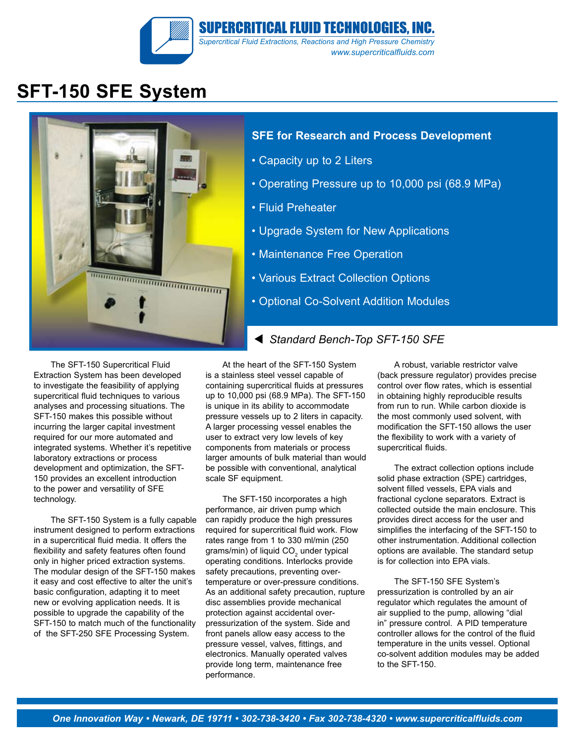**SUPERCRITICAL FLUID TECHNOLOGIES, INC.**
*Supercritical Fluid Extractions, Reactions and High Pressure Chemistry*
*www.supercriticalfluids.com*

# SFT-150 SFE System

## SFE for Research and Process Development

- Capacity up to 2 Liters
- Operating Pressure up to 10,000 psi (68.9 MPa)
- Fluid Preheater
- Upgrade System for New Applications
- Maintenance Free Operation
- Various Extract Collection Options
- Optional Co-Solvent Addition Modules

◀ *Standard Bench-Top SFT-150 SFE*

The SFT-150 Supercritical Fluid Extraction System has been developed to investigate the feasibility of applying supercritical fluid techniques to various analyses and processing situations. The SFT-150 makes this possible without incurring the larger capital investment required for our more automated and integrated systems. Whether it's repetitive laboratory extractions or process development and optimization, the SFT-150 provides an excellent introduction to the power and versatility of SFE technology.

The SFT-150 System is a fully capable instrument designed to perform extractions in a supercritical fluid media. It offers the flexibility and safety features often found only in higher priced extraction systems. The modular design of the SFT-150 makes it easy and cost effective to alter the unit's basic configuration, adapting it to meet new or evolving application needs. It is possible to upgrade the capability of the SFT-150 to match much of the functionality of the SFT-250 SFE Processing System.

At the heart of the SFT-150 System is a stainless steel vessel capable of containing supercritical fluids at pressures up to 10,000 psi (68.9 MPa). The SFT-150 is unique in its ability to accommodate pressure vessels up to 2 liters in capacity. A larger processing vessel enables the user to extract very low levels of key components from materials or process larger amounts of bulk material than would be possible with conventional, analytical scale SF equipment.

The SFT-150 incorporates a high performance, air driven pump which can rapidly produce the high pressures required for supercritical fluid work. Flow rates range from 1 to 330 ml/min (250 grams/min) of liquid $CO_2$ under typical operating conditions. Interlocks provide safety precautions, preventing over-temperature or over-pressure conditions. As an additional safety precaution, rupture disc assemblies provide mechanical protection against accidental over-pressurization of the system. Side and front panels allow easy access to the pressure vessel, valves, fittings, and electronics. Manually operated valves provide long term, maintenance free performance.

A robust, variable restrictor valve (back pressure regulator) provides precise control over flow rates, which is essential in obtaining highly reproducible results from run to run. While carbon dioxide is the most commonly used solvent, with modification the SFT-150 allows the user the flexibility to work with a variety of supercritical fluids.

The extract collection options include solid phase extraction (SPE) cartridges, solvent filled vessels, EPA vials and fractional cyclone separators. Extract is collected outside the main enclosure. This provides direct access for the user and simplifies the interfacing of the SFT-150 to other instrumentation. Additional collection options are available. The standard setup is for collection into EPA vials.

The SFT-150 SFE System's pressurization is controlled by an air regulator which regulates the amount of air supplied to the pump, allowing "dial in" pressure control. A PID temperature controller allows for the control of the fluid temperature in the units vessel. Optional co-solvent addition modules may be added to the SFT-150.

*One Innovation Way • Newark, DE 19711 • 302-738-3420 • Fax 302-738-4320 • www.supercriticalfluids.com*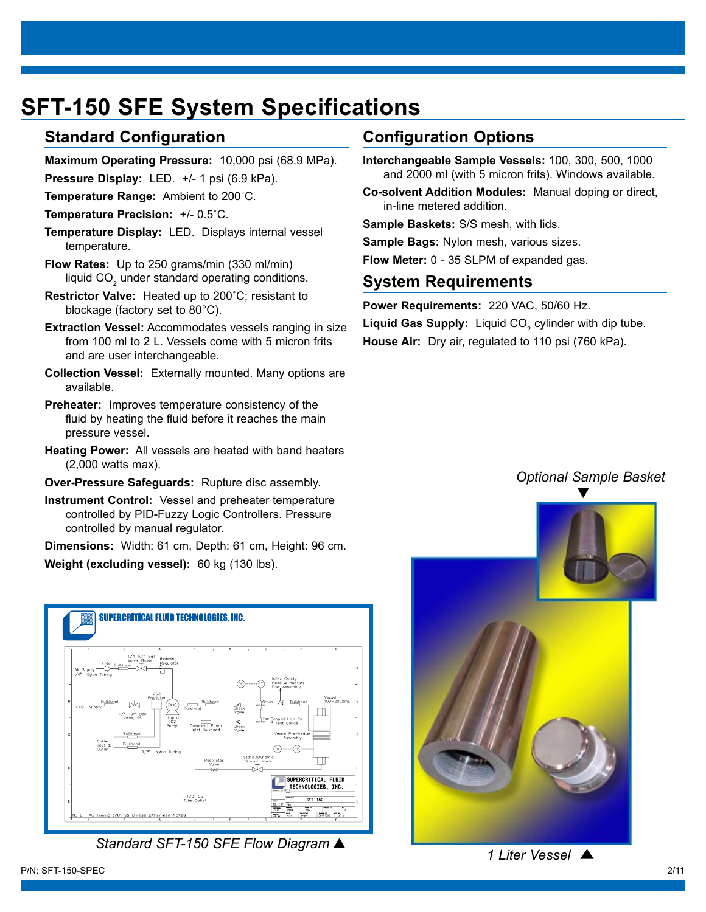# SFT-150 SFE System Specifications

## Standard Configuration

**Maximum Operating Pressure:** 10,000 psi (68.9 MPa).

**Pressure Display:** LED. +/- 1 psi (6.9 kPa).

**Temperature Range:** Ambient to 200˚C.

**Temperature Precision:** +/- 0.5˚C.

**Temperature Display:** LED. Displays internal vessel temperature.

**Flow Rates:** Up to 250 grams/min (330 ml/min) liquid $CO_2$ under standard operating conditions.

**Restrictor Valve:** Heated up to 200˚C; resistant to blockage (factory set to 80°C).

**Extraction Vessel:** Accommodates vessels ranging in size from 100 ml to 2 L. Vessels come with 5 micron frits and are user interchangeable.

**Collection Vessel:** Externally mounted. Many options are available.

**Preheater:** Improves temperature consistency of the fluid by heating the fluid before it reaches the main pressure vessel.

**Heating Power:** All vessels are heated with band heaters (2,000 watts max).

**Over-Pressure Safeguards:** Rupture disc assembly.

**Instrument Control:** Vessel and preheater temperature controlled by PID-Fuzzy Logic Controllers. Pressure controlled by manual regulator.

**Dimensions:** Width: 61 cm, Depth: 61 cm, Height: 96 cm.

**Weight (excluding vessel):** 60 kg (130 lbs).

Standard SFT-150 SFE Flow Diagram ▲

## Configuration Options

**Interchangeable Sample Vessels:** 100, 300, 500, 1000 and 2000 ml (with 5 micron frits). Windows available.

**Co-solvent Addition Modules:** Manual doping or direct, in-line metered addition.

**Sample Baskets:** S/S mesh, with lids.

**Sample Bags:** Nylon mesh, various sizes.

**Flow Meter:** 0 - 35 SLPM of expanded gas.

## System Requirements

**Power Requirements:** 220 VAC, 50/60 Hz.

**Liquid Gas Supply:** Liquid $CO_2$ cylinder with dip tube.

**House Air:** Dry air, regulated to 110 psi (760 kPa).

*Optional Sample Basket* ▼

*1 Liter Vessel* ▲

P/N: SFT-150-SPEC